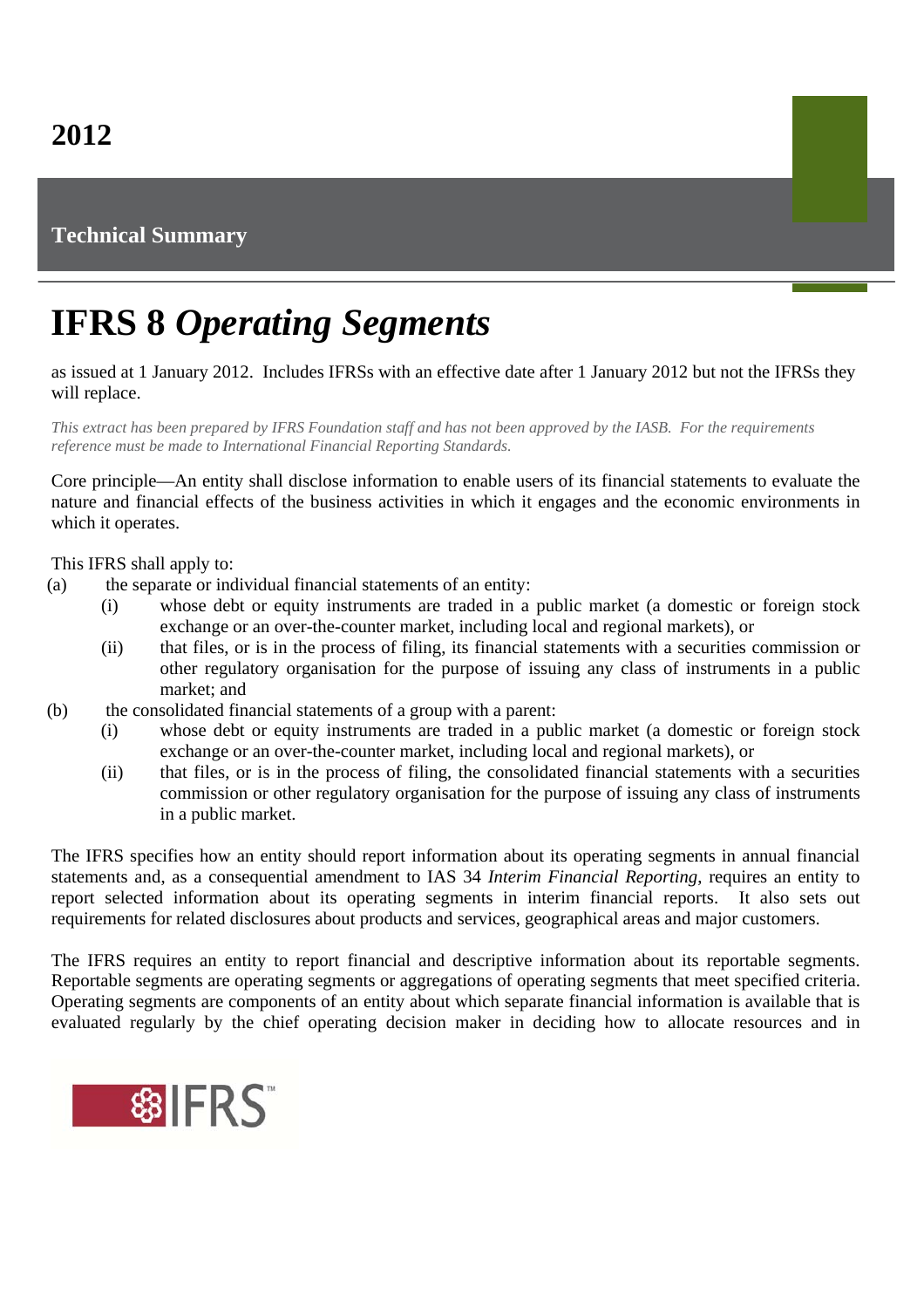**2012**

**Technical Summary**

# IFRS 8 *Operating Segments*

as issued at 1 January 2012. Includes IFRSs with an effective date after 1 January 2012 but not the IFRSs they will replace.

*This extract has been prepared by IFRS Foundation staff and has not been approved by the IASB. For the requirements reference must be made to International Financial Reporting Standards.*

Core principle—An entity shall disclose information to enable users of its financial statements to evaluate the nature and financial effects of the business activities in which it engages and the economic environments in which it operates.

This IFRS shall apply to:

(a) the separate or individual financial statements of an entity:
   - (i) whose debt or equity instruments are traded in a public market (a domestic or foreign stock exchange or an over-the-counter market, including local and regional markets), or
   - (ii) that files, or is in the process of filing, its financial statements with a securities commission or other regulatory organisation for the purpose of issuing any class of instruments in a public market; and

(b) the consolidated financial statements of a group with a parent:
   - (i) whose debt or equity instruments are traded in a public market (a domestic or foreign stock exchange or an over-the-counter market, including local and regional markets), or
   - (ii) that files, or is in the process of filing, the consolidated financial statements with a securities commission or other regulatory organisation for the purpose of issuing any class of instruments in a public market.

The IFRS specifies how an entity should report information about its operating segments in annual financial statements and, as a consequential amendment to IAS 34 *Interim Financial Reporting*, requires an entity to report selected information about its operating segments in interim financial reports. It also sets out requirements for related disclosures about products and services, geographical areas and major customers.

The IFRS requires an entity to report financial and descriptive information about its reportable segments. Reportable segments are operating segments or aggregations of operating segments that meet specified criteria. Operating segments are components of an entity about which separate financial information is available that is evaluated regularly by the chief operating decision maker in deciding how to allocate resources and in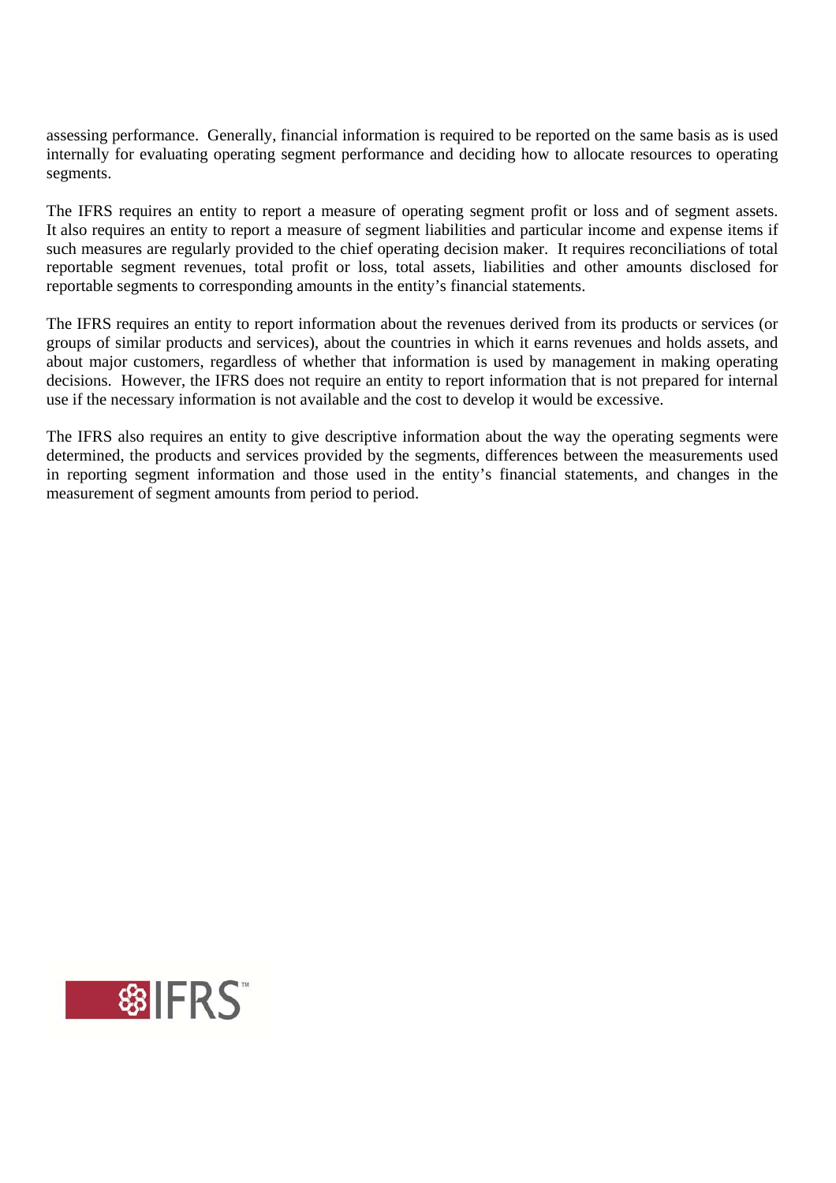assessing performance. Generally, financial information is required to be reported on the same basis as is used internally for evaluating operating segment performance and deciding how to allocate resources to operating segments.

The IFRS requires an entity to report a measure of operating segment profit or loss and of segment assets. It also requires an entity to report a measure of segment liabilities and particular income and expense items if such measures are regularly provided to the chief operating decision maker. It requires reconciliations of total reportable segment revenues, total profit or loss, total assets, liabilities and other amounts disclosed for reportable segments to corresponding amounts in the entity's financial statements.

The IFRS requires an entity to report information about the revenues derived from its products or services (or groups of similar products and services), about the countries in which it earns revenues and holds assets, and about major customers, regardless of whether that information is used by management in making operating decisions. However, the IFRS does not require an entity to report information that is not prepared for internal use if the necessary information is not available and the cost to develop it would be excessive.

The IFRS also requires an entity to give descriptive information about the way the operating segments were determined, the products and services provided by the segments, differences between the measurements used in reporting segment information and those used in the entity's financial statements, and changes in the measurement of segment amounts from period to period.